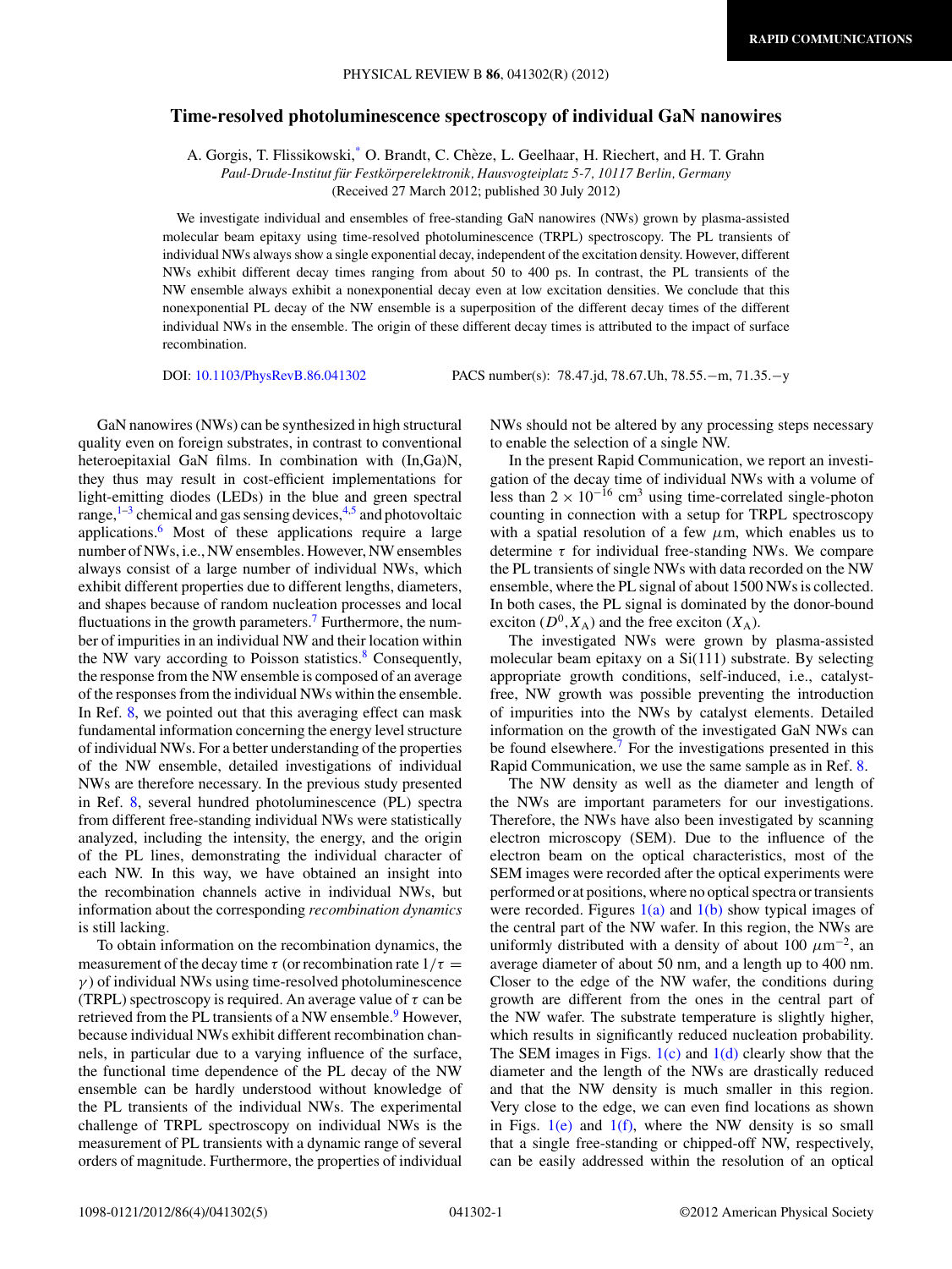# Time-resolved photoluminescence spectroscopy of individual GaN nanowires

A. Gorgis, T. Flissikowski,[*] O. Brandt, C. Chèze, L. Geelhaar, H. Riechert, and H. T. Grahn

*Paul-Drude-Institut für Festkörperelektronik, Hausvogteiplatz 5-7, 10117 Berlin, Germany*

(Received 27 March 2012; published 30 July 2012)

We investigate individual and ensembles of free-standing GaN nanowires (NWs) grown by plasma-assisted molecular beam epitaxy using time-resolved photoluminescence (TRPL) spectroscopy. The PL transients of individual NWs always show a single exponential decay, independent of the excitation density. However, different NWs exhibit different decay times ranging from about 50 to 400 ps. In contrast, the PL transients of the NW ensemble always exhibit a nonexponential decay even at low excitation densities. We conclude that this nonexponential PL decay of the NW ensemble is a superposition of the different decay times of the different individual NWs in the ensemble. The origin of these different decay times is attributed to the impact of surface recombination.

DOI: 10.1103/PhysRevB.86.041302 PACS number(s): 78.47.jd, 78.67.Uh, 78.55.−m, 71.35.−y

GaN nanowires (NWs) can be synthesized in high structural quality even on foreign substrates, in contrast to conventional heteroepitaxial GaN films. In combination with (In,Ga)N, they thus may result in cost-efficient implementations for light-emitting diodes (LEDs) in the blue and green spectral range,[1–3] chemical and gas sensing devices,[4,5] and photovoltaic applications.[6] Most of these applications require a large number of NWs, i.e., NW ensembles. However, NW ensembles always consist of a large number of individual NWs, which exhibit different properties due to different lengths, diameters, and shapes because of random nucleation processes and local fluctuations in the growth parameters.[7] Furthermore, the number of impurities in an individual NW and their location within the NW vary according to Poisson statistics.[8] Consequently, the response from the NW ensemble is composed of an average of the responses from the individual NWs within the ensemble. In Ref. 8, we pointed out that this averaging effect can mask fundamental information concerning the energy level structure of individual NWs. For a better understanding of the properties of the NW ensemble, detailed investigations of individual NWs are therefore necessary. In the previous study presented in Ref. 8, several hundred photoluminescence (PL) spectra from different free-standing individual NWs were statistically analyzed, including the intensity, the energy, and the origin of the PL lines, demonstrating the individual character of each NW. In this way, we have obtained an insight into the recombination channels active in individual NWs, but information about the corresponding *recombination dynamics* is still lacking.

To obtain information on the recombination dynamics, the measurement of the decay time $\tau$ (or recombination rate $1/\tau = \gamma$) of individual NWs using time-resolved photoluminescence (TRPL) spectroscopy is required. An average value of $\tau$ can be retrieved from the PL transients of a NW ensemble.[9] However, because individual NWs exhibit different recombination channels, in particular due to a varying influence of the surface, the functional time dependence of the PL decay of the NW ensemble can be hardly understood without knowledge of the PL transients of the individual NWs. The experimental challenge of TRPL spectroscopy on individual NWs is the measurement of PL transients with a dynamic range of several orders of magnitude. Furthermore, the properties of individual NWs should not be altered by any processing steps necessary to enable the selection of a single NW.

In the present Rapid Communication, we report an investigation of the decay time of individual NWs with a volume of less than $2 \times 10^{-16}$ cm$^3$ using time-correlated single-photon counting in connection with a setup for TRPL spectroscopy with a spatial resolution of a few $\mu$m, which enables us to determine $\tau$ for individual free-standing NWs. We compare the PL transients of single NWs with data recorded on the NW ensemble, where the PL signal of about 1500 NWs is collected. In both cases, the PL signal is dominated by the donor-bound exciton ($D^0,X_\mathrm{A}$) and the free exciton ($X_\mathrm{A}$).

The investigated NWs were grown by plasma-assisted molecular beam epitaxy on a Si(111) substrate. By selecting appropriate growth conditions, self-induced, i.e., catalyst-free, NW growth was possible preventing the introduction of impurities into the NWs by catalyst elements. Detailed information on the growth of the investigated GaN NWs can be found elsewhere.[7] For the investigations presented in this Rapid Communication, we use the same sample as in Ref. 8.

The NW density as well as the diameter and length of the NWs are important parameters for our investigations. Therefore, the NWs have also been investigated by scanning electron microscopy (SEM). Due to the influence of the electron beam on the optical characteristics, most of the SEM images were recorded after the optical experiments were performed or at positions, where no optical spectra or transients were recorded. Figures 1(a) and 1(b) show typical images of the central part of the NW wafer. In this region, the NWs are uniformly distributed with a density of about 100 $\mu$m$^{-2}$, an average diameter of about 50 nm, and a length up to 400 nm. Closer to the edge of the NW wafer, the conditions during growth are different from the ones in the central part of the NW wafer. The substrate temperature is slightly higher, which results in significantly reduced nucleation probability. The SEM images in Figs. 1(c) and 1(d) clearly show that the diameter and the length of the NWs are drastically reduced and that the NW density is much smaller in this region. Very close to the edge, we can even find locations as shown in Figs. 1(e) and 1(f), where the NW density is so small that a single free-standing or chipped-off NW, respectively, can be easily addressed within the resolution of an optical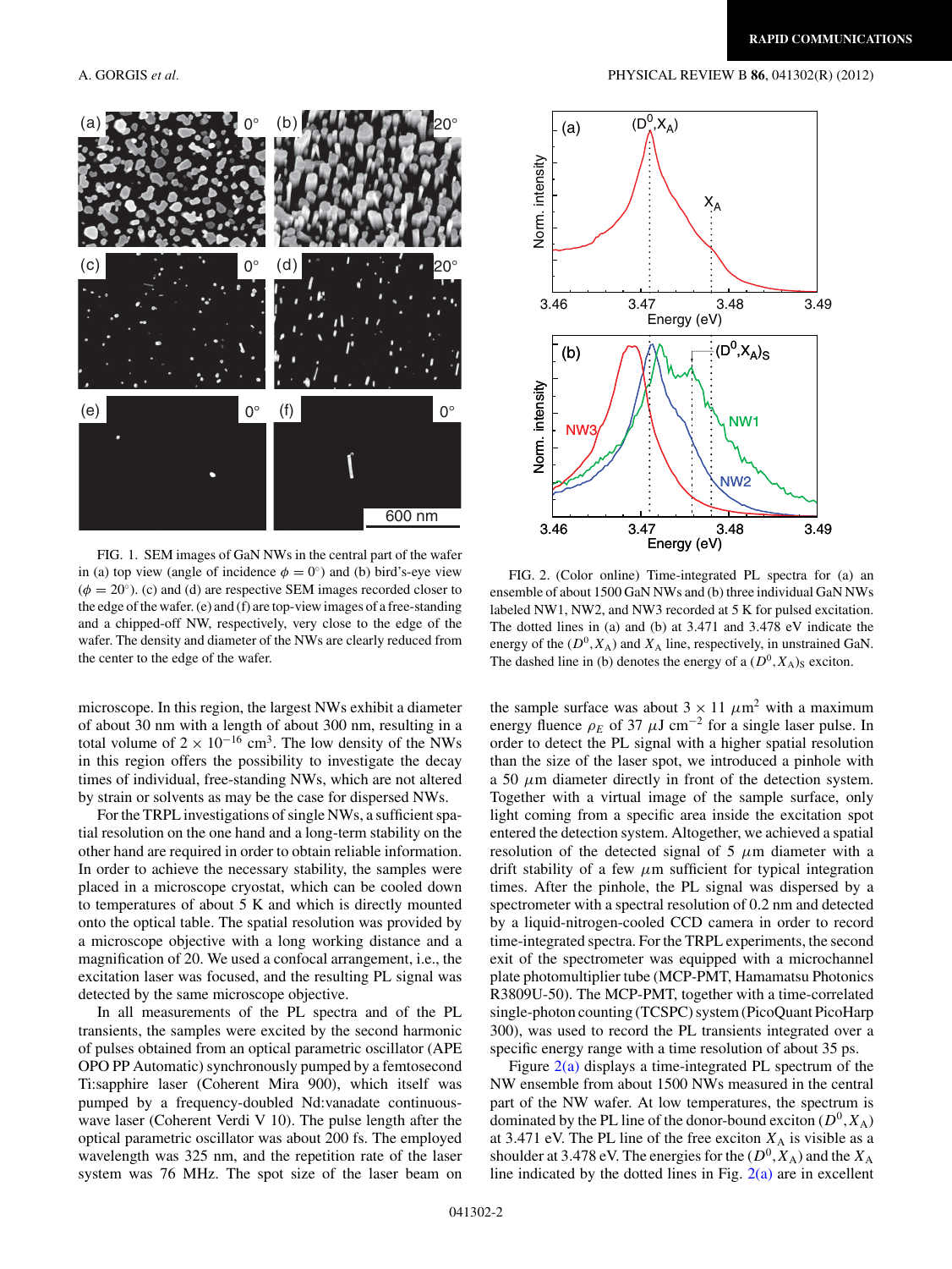FIG. 1. SEM images of GaN NWs in the central part of the wafer in (a) top view (angle of incidence $\phi = 0^\circ$) and (b) bird's-eye view ($\phi = 20^\circ$). (c) and (d) are respective SEM images recorded closer to the edge of the wafer. (e) and (f) are top-view images of a free-standing and a chipped-off NW, respectively, very close to the edge of the wafer. The density and diameter of the NWs are clearly reduced from the center to the edge of the wafer.

FIG. 2. (Color online) Time-integrated PL spectra for (a) an ensemble of about 1500 GaN NWs and (b) three individual GaN NWs labeled NW1, NW2, and NW3 recorded at 5 K for pulsed excitation. The dotted lines in (a) and (b) at 3.471 and 3.478 eV indicate the energy of the $(D^0, X_A)$ and $X_A$ line, respectively, in unstrained GaN. The dashed line in (b) denotes the energy of a $(D^0, X_A)_S$ exciton.

microscope. In this region, the largest NWs exhibit a diameter of about 30 nm with a length of about 300 nm, resulting in a total volume of $2 \times 10^{-16}$ cm$^3$. The low density of the NWs in this region offers the possibility to investigate the decay times of individual, free-standing NWs, which are not altered by strain or solvents as may be the case for dispersed NWs.

For the TRPL investigations of single NWs, a sufficient spatial resolution on the one hand and a long-term stability on the other hand are required in order to obtain reliable information. In order to achieve the necessary stability, the samples were placed in a microscope cryostat, which can be cooled down to temperatures of about 5 K and which is directly mounted onto the optical table. The spatial resolution was provided by a microscope objective with a long working distance and a magnification of 20. We used a confocal arrangement, i.e., the excitation laser was focused, and the resulting PL signal was detected by the same microscope objective.

In all measurements of the PL spectra and of the PL transients, the samples were excited by the second harmonic of pulses obtained from an optical parametric oscillator (APE OPO PP Automatic) synchronously pumped by a femtosecond Ti:sapphire laser (Coherent Mira 900), which itself was pumped by a frequency-doubled Nd:vanadate continuous-wave laser (Coherent Verdi V 10). The pulse length after the optical parametric oscillator was about 200 fs. The employed wavelength was 325 nm, and the repetition rate of the laser system was 76 MHz. The spot size of the laser beam on the sample surface was about $3 \times 11$ $\mu$m$^2$ with a maximum energy fluence $\rho_E$ of 37 $\mu$J cm$^{-2}$ for a single laser pulse. In order to detect the PL signal with a higher spatial resolution than the size of the laser spot, we introduced a pinhole with a 50 $\mu$m diameter directly in front of the detection system. Together with a virtual image of the sample surface, only light coming from a specific area inside the excitation spot entered the detection system. Altogether, we achieved a spatial resolution of the detected signal of 5 $\mu$m diameter with a drift stability of a few $\mu$m sufficient for typical integration times. After the pinhole, the PL signal was dispersed by a spectrometer with a spectral resolution of 0.2 nm and detected by a liquid-nitrogen-cooled CCD camera in order to record time-integrated spectra. For the TRPL experiments, the second exit of the spectrometer was equipped with a microchannel plate photomultiplier tube (MCP-PMT, Hamamatsu Photonics R3809U-50). The MCP-PMT, together with a time-correlated single-photon counting (TCSPC) system (PicoQuant PicoHarp 300), was used to record the PL transients integrated over a specific energy range with a time resolution of about 35 ps.

Figure 2(a) displays a time-integrated PL spectrum of the NW ensemble from about 1500 NWs measured in the central part of the NW wafer. At low temperatures, the spectrum is dominated by the PL line of the donor-bound exciton $(D^0, X_A)$ at 3.471 eV. The PL line of the free exciton $X_A$ is visible as a shoulder at 3.478 eV. The energies for the $(D^0, X_A)$ and the $X_A$ line indicated by the dotted lines in Fig. 2(a) are in excellent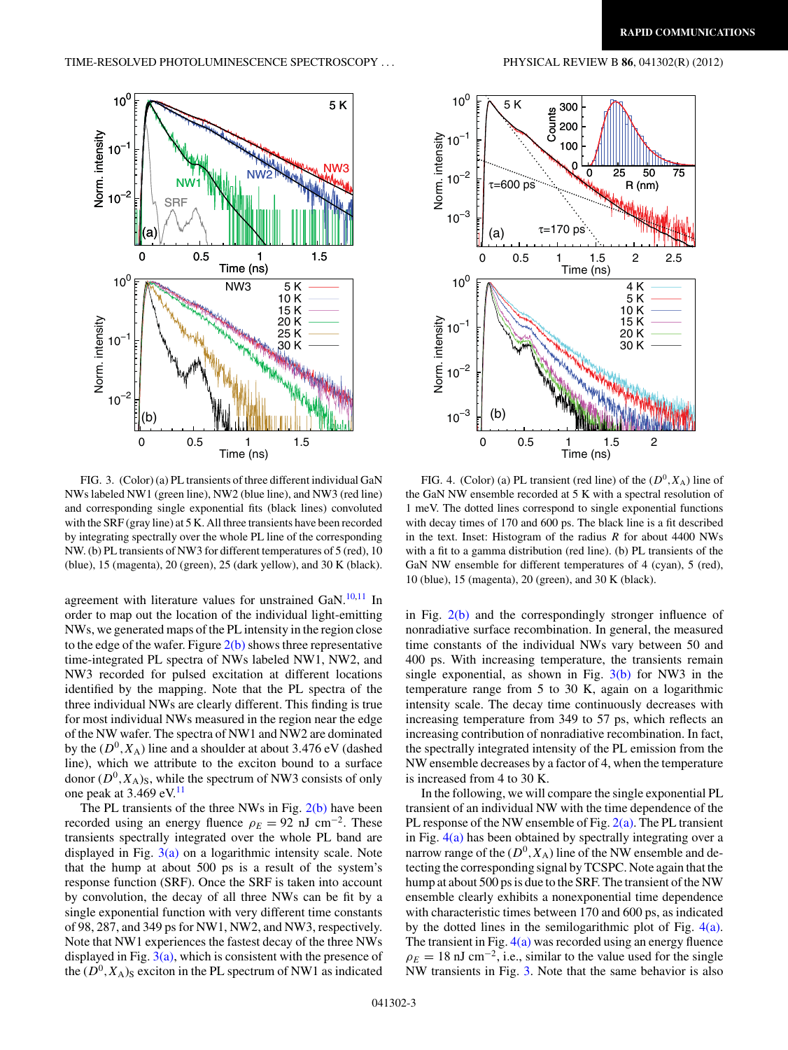FIG. 3. (Color) (a) PL transients of three different individual GaN NWs labeled NW1 (green line), NW2 (blue line), NW3 (red line) and corresponding single exponential fits (black lines) convoluted with the SRF (gray line) at 5 K. All three transients have been recorded by integrating spectrally over the whole PL line of the corresponding NW. (b) PL transients of NW3 for different temperatures of 5 (red), 10 (blue), 15 (magenta), 20 (green), 25 (dark yellow), and 30 K (black).

FIG. 4. (Color) (a) PL transient (red line) of the $(D^0, X_A)$ line of the GaN NW ensemble recorded at 5 K with a spectral resolution of 1 meV. The dotted lines correspond to single exponential functions with decay times of 170 and 600 ps. The black line is a fit described in the text. Inset: Histogram of the radius $R$ for about 4400 NWs with a fit to a gamma distribution (red line). (b) PL transients of the GaN NW ensemble for different temperatures of 4 (cyan), 5 (red), 10 (blue), 15 (magenta), 20 (green), and 30 K (black).

agreement with literature values for unstrained GaN.[10,11] In order to map out the location of the individual light-emitting NWs, we generated maps of the PL intensity in the region close to the edge of the wafer. Figure 2(b) shows three representative time-integrated PL spectra of NWs labeled NW1, NW2, and NW3 recorded for pulsed excitation at different locations identified by the mapping. Note that the PL spectra of the three individual NWs are clearly different. This finding is true for most individual NWs measured in the region near the edge of the NW wafer. The spectra of NW1 and NW2 are dominated by the $(D^0, X_A)$ line and a shoulder at about 3.476 eV (dashed line), which we attribute to the exciton bound to a surface donor $(D^0, X_A)_S$, while the spectrum of NW3 consists of only one peak at 3.469 eV.[11]

The PL transients of the three NWs in Fig. 2(b) have been recorded using an energy fluence $\rho_E = 92$ nJ cm$^{-2}$. These transients spectrally integrated over the whole PL band are displayed in Fig. 3(a) on a logarithmic intensity scale. Note that the hump at about 500 ps is a result of the system's response function (SRF). Once the SRF is taken into account by convolution, the decay of all three NWs can be fit by a single exponential function with very different time constants of 98, 287, and 349 ps for NW1, NW2, and NW3, respectively. Note that NW1 experiences the fastest decay of the three NWs displayed in Fig. 3(a), which is consistent with the presence of the $(D^0, X_A)_S$ exciton in the PL spectrum of NW1 as indicated in Fig. 2(b) and the correspondingly stronger influence of nonradiative surface recombination. In general, the measured time constants of the individual NWs vary between 50 and 400 ps. With increasing temperature, the transients remain single exponential, as shown in Fig. 3(b) for NW3 in the temperature range from 5 to 30 K, again on a logarithmic intensity scale. The decay time continuously decreases with increasing temperature from 349 to 57 ps, which reflects an increasing contribution of nonradiative recombination. In fact, the spectrally integrated intensity of the PL emission from the NW ensemble decreases by a factor of 4, when the temperature is increased from 4 to 30 K.

In the following, we will compare the single exponential PL transient of an individual NW with the time dependence of the PL response of the NW ensemble of Fig. 2(a). The PL transient in Fig. 4(a) has been obtained by spectrally integrating over a narrow range of the $(D^0, X_A)$ line of the NW ensemble and detecting the corresponding signal by TCSPC. Note again that the hump at about 500 ps is due to the SRF. The transient of the NW ensemble clearly exhibits a nonexponential time dependence with characteristic times between 170 and 600 ps, as indicated by the dotted lines in the semilogarithmic plot of Fig. 4(a). The transient in Fig. 4(a) was recorded using an energy fluence $\rho_E = 18$ nJ cm$^{-2}$, i.e., similar to the value used for the single NW transients in Fig. 3. Note that the same behavior is also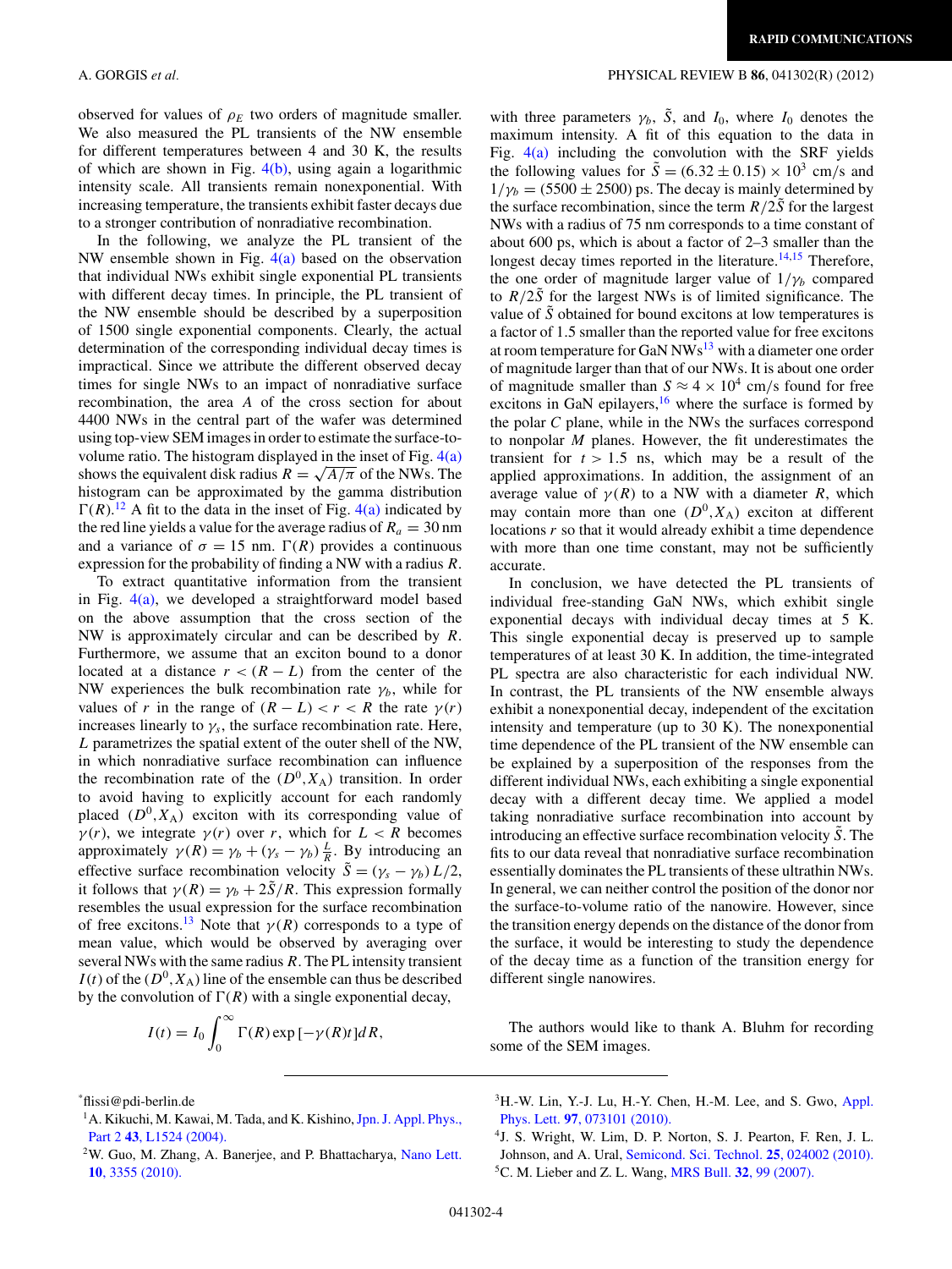observed for values of $\rho_E$ two orders of magnitude smaller. We also measured the PL transients of the NW ensemble for different temperatures between 4 and 30 K, the results of which are shown in Fig. 4(b), using again a logarithmic intensity scale. All transients remain nonexponential. With increasing temperature, the transients exhibit faster decays due to a stronger contribution of nonradiative recombination.

In the following, we analyze the PL transient of the NW ensemble shown in Fig. 4(a) based on the observation that individual NWs exhibit single exponential PL transients with different decay times. In principle, the PL transient of the NW ensemble should be described by a superposition of 1500 single exponential components. Clearly, the actual determination of the corresponding individual decay times is impractical. Since we attribute the different observed decay times for single NWs to an impact of nonradiative surface recombination, the area $A$ of the cross section for about 4400 NWs in the central part of the wafer was determined using top-view SEM images in order to estimate the surface-to-volume ratio. The histogram displayed in the inset of Fig. 4(a) shows the equivalent disk radius $R = \sqrt{A/\pi}$ of the NWs. The histogram can be approximated by the gamma distribution $\Gamma(R)$.[12] A fit to the data in the inset of Fig. 4(a) indicated by the red line yields a value for the average radius of $R_a = 30$ nm and a variance of $\sigma = 15$ nm. $\Gamma(R)$ provides a continuous expression for the probability of finding a NW with a radius $R$.

To extract quantitative information from the transient in Fig. 4(a), we developed a straightforward model based on the above assumption that the cross section of the NW is approximately circular and can be described by $R$. Furthermore, we assume that an exciton bound to a donor located at a distance $r < (R - L)$ from the center of the NW experiences the bulk recombination rate $\gamma_b$, while for values of $r$ in the range of $(R - L) < r < R$ the rate $\gamma(r)$ increases linearly to $\gamma_s$, the surface recombination rate. Here, $L$ parametrizes the spatial extent of the outer shell of the NW, in which nonradiative surface recombination can influence the recombination rate of the $(D^0, X_A)$ transition. In order to avoid having to explicitly account for each randomly placed $(D^0, X_A)$ exciton with its corresponding value of $\gamma(r)$, we integrate $\gamma(r)$ over $r$, which for $L < R$ becomes approximately $\gamma(R) = \gamma_b + (\gamma_s - \gamma_b)\frac{L}{R}$. By introducing an effective surface recombination velocity $\tilde{S} = (\gamma_s - \gamma_b)L/2$, it follows that $\gamma(R) = \gamma_b + 2\tilde{S}/R$. This expression formally resembles the usual expression for the surface recombination of free excitons.[13] Note that $\gamma(R)$ corresponds to a type of mean value, which would be observed by averaging over several NWs with the same radius $R$. The PL intensity transient $I(t)$ of the $(D^0, X_A)$ line of the ensemble can thus be described by the convolution of $\Gamma(R)$ with a single exponential decay,

$$I(t) = I_0 \int_0^\infty \Gamma(R) \exp\left[-\gamma(R)t\right] dR,$$

with three parameters $\gamma_b$, $\tilde{S}$, and $I_0$, where $I_0$ denotes the maximum intensity. A fit of this equation to the data in Fig. 4(a) including the convolution with the SRF yields the following values for $\tilde{S} = (6.32 \pm 0.15) \times 10^3$ cm/s and $1/\gamma_b = (5500 \pm 2500)$ ps. The decay is mainly determined by the surface recombination, since the term $R/2\tilde{S}$ for the largest NWs with a radius of 75 nm corresponds to a time constant of about 600 ps, which is about a factor of 2–3 smaller than the longest decay times reported in the literature.[14,15] Therefore, the one order of magnitude larger value of $1/\gamma_b$ compared to $R/2\tilde{S}$ for the largest NWs is of limited significance. The value of $\tilde{S}$ obtained for bound excitons at low temperatures is a factor of 1.5 smaller than the reported value for free excitons at room temperature for GaN NWs[13] with a diameter one order of magnitude larger than that of our NWs. It is about one order of magnitude smaller than $S \approx 4 \times 10^4$ cm/s found for free excitons in GaN epilayers,[16] where the surface is formed by the polar $C$ plane, while in the NWs the surfaces correspond to nonpolar $M$ planes. However, the fit underestimates the transient for $t > 1.5$ ns, which may be a result of the applied approximations. In addition, the assignment of an average value of $\gamma(R)$ to a NW with a diameter $R$, which may contain more than one $(D^0, X_A)$ exciton at different locations $r$ so that it would already exhibit a time dependence with more than one time constant, may not be sufficiently accurate.

In conclusion, we have detected the PL transients of individual free-standing GaN NWs, which exhibit single exponential decays with individual decay times at 5 K. This single exponential decay is preserved up to sample temperatures of at least 30 K. In addition, the time-integrated PL spectra are also characteristic for each individual NW. In contrast, the PL transients of the NW ensemble always exhibit a nonexponential decay, independent of the excitation intensity and temperature (up to 30 K). The nonexponential time dependence of the PL transient of the NW ensemble can be explained by a superposition of the responses from the different individual NWs, each exhibiting a single exponential decay with a different decay time. We applied a model taking nonradiative surface recombination into account by introducing an effective surface recombination velocity $\tilde{S}$. The fits to our data reveal that nonradiative surface recombination essentially dominates the PL transients of these ultrathin NWs. In general, we can neither control the position of the donor nor the surface-to-volume ratio of the nanowire. However, since the transition energy depends on the distance of the donor from the surface, it would be interesting to study the dependence of the decay time as a function of the transition energy for different single nanowires.

The authors would like to thank A. Bluhm for recording some of the SEM images.

---

*flissi@pdi-berlin.de

[1] A. Kikuchi, M. Kawai, M. Tada, and K. Kishino, Jpn. J. Appl. Phys., Part 2 **43**, L1524 (2004).

[2] W. Guo, M. Zhang, A. Banerjee, and P. Bhattacharya, Nano Lett. **10**, 3355 (2010).

[3] H.-W. Lin, Y.-J. Lu, H.-Y. Chen, H.-M. Lee, and S. Gwo, Appl. Phys. Lett. **97**, 073101 (2010).

[4] J. S. Wright, W. Lim, D. P. Norton, S. J. Pearton, F. Ren, J. L. Johnson, and A. Ural, Semicond. Sci. Technol. **25**, 024002 (2010).

[5] C. M. Lieber and Z. L. Wang, MRS Bull. **32**, 99 (2007).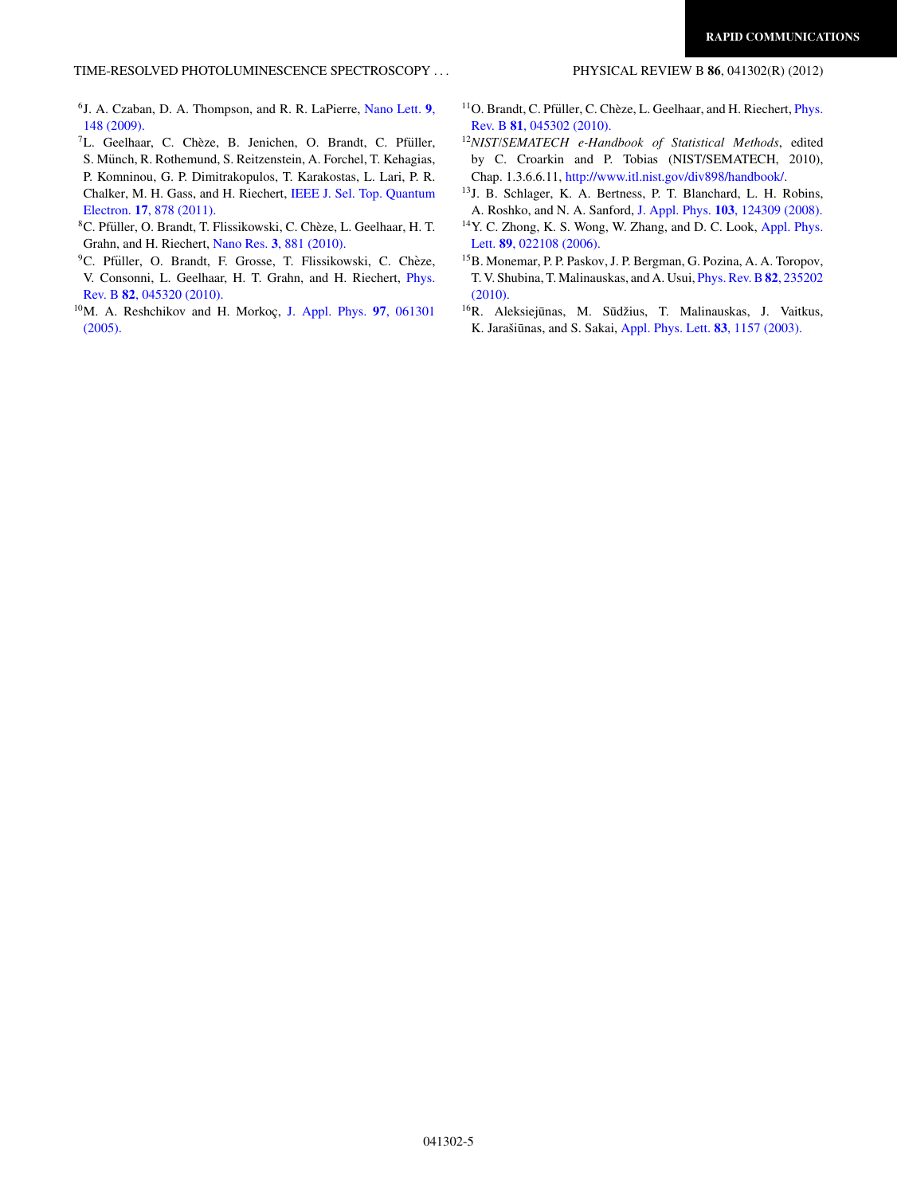[6] J. A. Czaban, D. A. Thompson, and R. R. LaPierre, Nano Lett. **9**, 148 (2009).

[7] L. Geelhaar, C. Chèze, B. Jenichen, O. Brandt, C. Pfüller, S. Münch, R. Rothemund, S. Reitzenstein, A. Forchel, T. Kehagias, P. Komninou, G. P. Dimitrakopulos, T. Karakostas, L. Lari, P. R. Chalker, M. H. Gass, and H. Riechert, IEEE J. Sel. Top. Quantum Electron. **17**, 878 (2011).

[8] C. Pfüller, O. Brandt, T. Flissikowski, C. Chèze, L. Geelhaar, H. T. Grahn, and H. Riechert, Nano Res. **3**, 881 (2010).

[9] C. Pfüller, O. Brandt, F. Grosse, T. Flissikowski, C. Chèze, V. Consonni, L. Geelhaar, H. T. Grahn, and H. Riechert, Phys. Rev. B **82**, 045320 (2010).

[10] M. A. Reshchikov and H. Morkoç, J. Appl. Phys. **97**, 061301 (2005).

[11] O. Brandt, C. Pfüller, C. Chèze, L. Geelhaar, and H. Riechert, Phys. Rev. B **81**, 045302 (2010).

[12] *NIST/SEMATECH e-Handbook of Statistical Methods*, edited by C. Croarkin and P. Tobias (NIST/SEMATECH, 2010), Chap. 1.3.6.6.11, http://www.itl.nist.gov/div898/handbook/.

[13] J. B. Schlager, K. A. Bertness, P. T. Blanchard, L. H. Robins, A. Roshko, and N. A. Sanford, J. Appl. Phys. **103**, 124309 (2008).

[14] Y. C. Zhong, K. S. Wong, W. Zhang, and D. C. Look, Appl. Phys. Lett. **89**, 022108 (2006).

[15] B. Monemar, P. P. Paskov, J. P. Bergman, G. Pozina, A. A. Toropov, T. V. Shubina, T. Malinauskas, and A. Usui, Phys. Rev. B **82**, 235202 (2010).

[16] R. Aleksiejūnas, M. Sūdžius, T. Malinauskas, J. Vaitkus, K. Jarašiūnas, and S. Sakai, Appl. Phys. Lett. **83**, 1157 (2003).